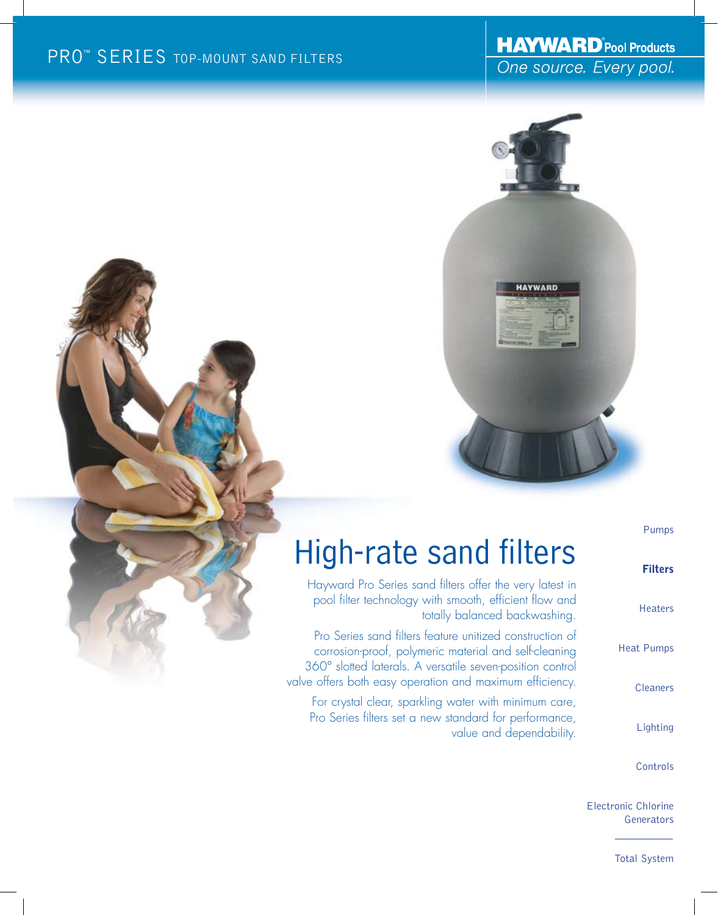PRO™ SERIES TOP-MOUNT SAND FILTERS

**HAYWARD® Pool Products**

*One source. Every pool.*

# High-rate sand filters

Hayward Pro Series sand filters offer the very latest in pool filter technology with smooth, efficient flow and totally balanced backwashing.

Pro Series sand filters feature unitized construction of corrosion-proof, polymeric material and self-cleaning 360° slotted laterals. A versatile seven-position control valve offers both easy operation and maximum efficiency.

For crystal clear, sparkling water with minimum care, Pro Series filters set a new standard for performance, value and dependability.

- Pumps
- **Filters**
- Heaters
- Heat Pumps
- Cleaners
- Lighting
- Controls
- Electronic Chlorine Generators

---

Total System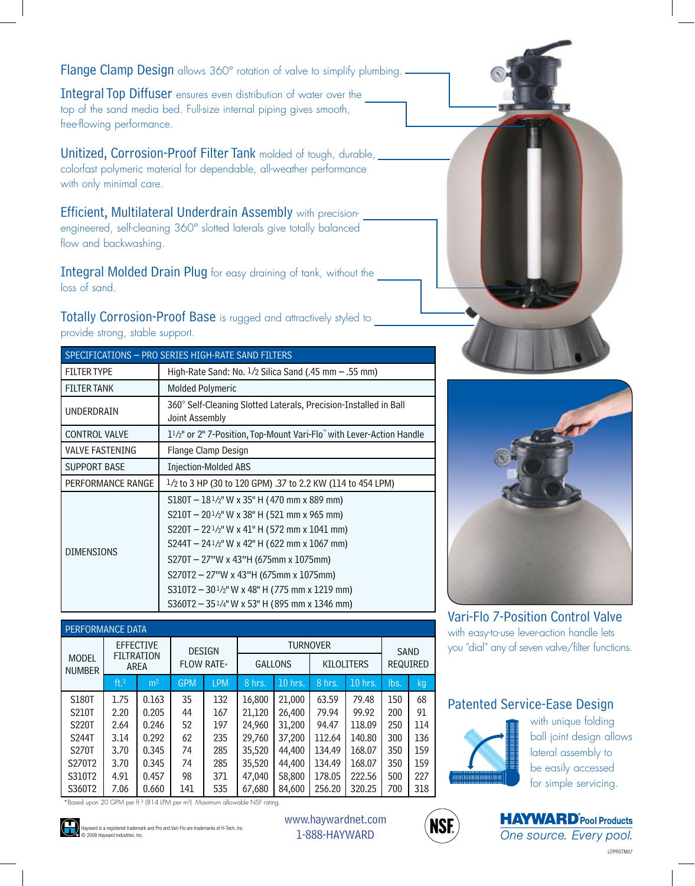**Flange Clamp Design** allows 360° rotation of valve to simplify plumbing.

**Integral Top Diffuser** ensures even distribution of water over the top of the sand media bed. Full-size internal piping gives smooth, free-flowing performance.

**Unitized, Corrosion-Proof Filter Tank** molded of tough, durable, colorfast polymeric material for dependable, all-weather performance with only minimal care.

**Efficient, Multilateral Underdrain Assembly** with precision-engineered, self-cleaning 360° slotted laterals give totally balanced flow and backwashing.

**Integral Molded Drain Plug** for easy draining of tank, without the loss of sand.

**Totally Corrosion-Proof Base** is rugged and attractively styled to provide strong, stable support.

| SPECIFICATIONS – PRO SERIES HIGH-RATE SAND FILTERS | |
|---|---|
| FILTER TYPE | High-Rate Sand: No. 1/2 Silica Sand (.45 mm – .55 mm) |
| FILTER TANK | Molded Polymeric |
| UNDERDRAIN | 360° Self-Cleaning Slotted Laterals, Precision-Installed in Ball Joint Assembly |
| CONTROL VALVE | 1 1/2" or 2" 7-Position, Top-Mount Vari-Flo™ with Lever-Action Handle |
| VALVE FASTENING | Flange Clamp Design |
| SUPPORT BASE | Injection-Molded ABS |
| PERFORMANCE RANGE | 1/2 to 3 HP (30 to 120 GPM) .37 to 2.2 KW (114 to 454 LPM) |
| DIMENSIONS | S180T – 18 1/2" W x 35" H (470 mm x 889 mm)<br>S210T – 20 1/2" W x 38" H (521 mm x 965 mm)<br>S220T – 22 1/2" W x 41" H (572 mm x 1041 mm)<br>S244T – 24 1/2" W x 42" H (622 mm x 1067 mm)<br>S270T – 27"W x 43"H (675mm x 1075mm)<br>S270T2 – 27"W x 43"H (675mm x 1075mm)<br>S310T2 – 30 1/2" W x 48" H (775 mm x 1219 mm)<br>S360T2 – 35 1/4" W x 53" H (895 mm x 1346 mm) |

**PERFORMANCE DATA**

| MODEL NUMBER | EFFECTIVE FILTRATION AREA | | DESIGN FLOW RATE* | | TURNOVER GALLONS | | TURNOVER KILOLITERS | | SAND REQUIRED | |
|---|---|---|---|---|---|---|---|---|---|---|
| | ft.² | m² | GPM | LPM | 8 hrs. | 10 hrs. | 8 hrs. | 10 hrs. | lbs. | kg |
| S180T | 1.75 | 0.163 | 35 | 132 | 16,800 | 21,000 | 63.59 | 79.48 | 150 | 68 |
| S210T | 2.20 | 0.205 | 44 | 167 | 21,120 | 26,400 | 79.94 | 99.92 | 200 | 91 |
| S220T | 2.64 | 0.246 | 52 | 197 | 24,960 | 31,200 | 94.47 | 118.09 | 250 | 114 |
| S244T | 3.14 | 0.292 | 62 | 235 | 29,760 | 37,200 | 112.64 | 140.80 | 300 | 136 |
| S270T | 3.70 | 0.345 | 74 | 285 | 35,520 | 44,400 | 134.49 | 168.07 | 350 | 159 |
| S270T2 | 3.70 | 0.345 | 74 | 285 | 35,520 | 44,400 | 134.49 | 168.07 | 350 | 159 |
| S310T2 | 4.91 | 0.457 | 98 | 371 | 47,040 | 58,800 | 178.05 | 222.56 | 500 | 227 |
| S360T2 | 7.06 | 0.660 | 141 | 535 | 67,680 | 84,600 | 256.20 | 320.25 | 700 | 318 |

*Based upon 20 GPM per ft.² (814 LPM per m²). Maximum allowable NSF rating.

**Vari-Flo 7-Position Control Valve** with easy-to-use lever-action handle lets you "dial" any of seven valve/filter functions.

**Patented Service-Ease Design** with unique folding ball joint design allows lateral assembly to be easily accessed for simple servicing.

Hayward is a registered trademark and Pro and Vari-Flo are trademarks of H-Tech, Inc.
© 2008 Hayward Industries, Inc.

www.haywardnet.com
1-888-HAYWARD

HAYWARD® Pool Products
*One source. Every pool.*

LITPROTM07